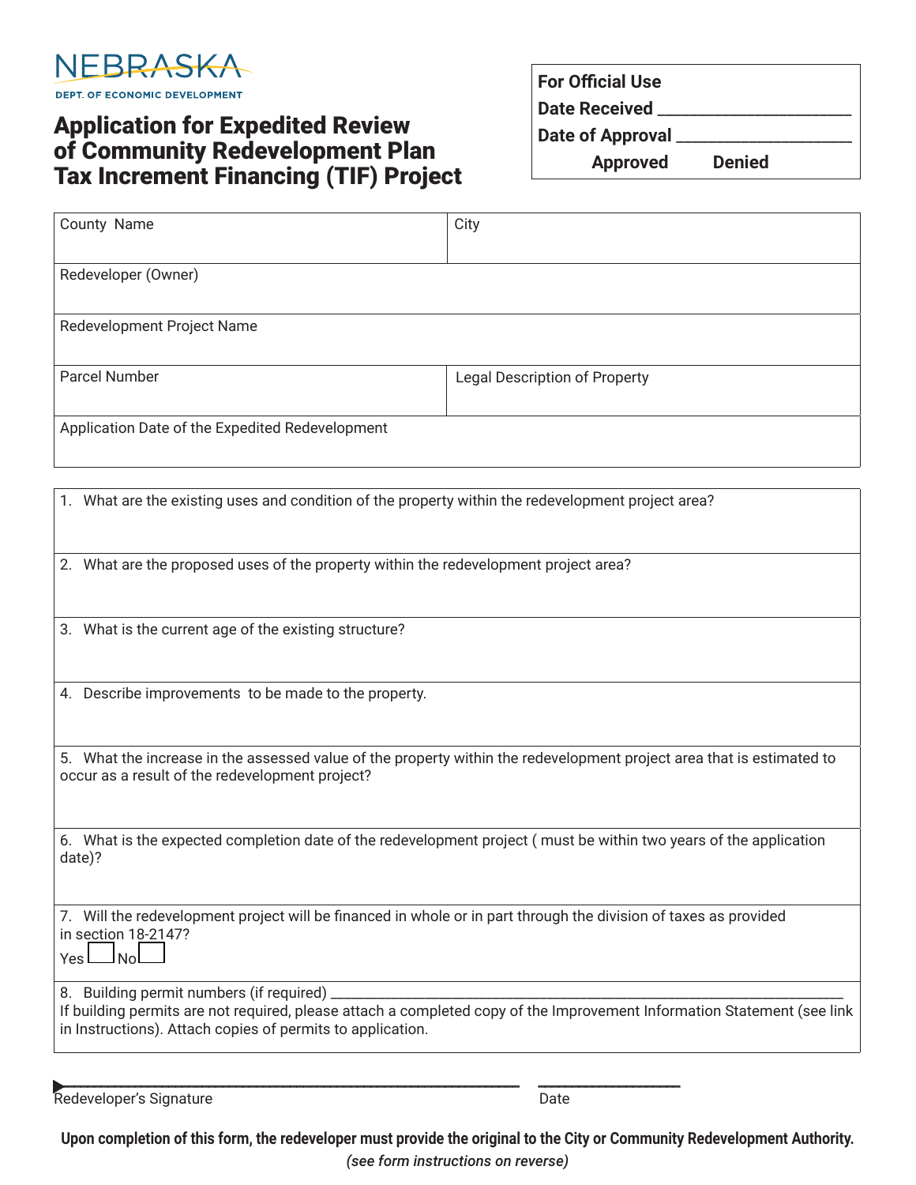NEBRASKA
DEPT. OF ECONOMIC DEVELOPMENT

# Application for Expedited Review of Community Redevelopment Plan Tax Increment Financing (TIF) Project

| For Official Use |
|---|
| Date Received ____________________ |
| Date of Approval ____________________ |
| Approved Denied |

| County Name | City |
|---|---|
| Redeveloper (Owner) | |
| Redevelopment Project Name | |
| Parcel Number | Legal Description of Property |
| Application Date of the Expedited Redevelopment | |

1. What are the existing uses and condition of the property within the redevelopment project area?

2. What are the proposed uses of the property within the redevelopment project area?

3. What is the current age of the existing structure?

4. Describe improvements to be made to the property.

5. What the increase in the assessed value of the property within the redevelopment project area that is estimated to occur as a result of the redevelopment project?

6. What is the expected completion date of the redevelopment project ( must be within two years of the application date)?

7. Will the redevelopment project will be financed in whole or in part through the division of taxes as provided in section 18-2147?
   Yes ☐ No ☐

8. Building permit numbers (if required) ____________________________________________
   If building permits are not required, please attach a completed copy of the Improvement Information Statement (see link in Instructions). Attach copies of permits to application.

________________________________________ ____________________
Redeveloper's Signature Date

**Upon completion of this form, the redeveloper must provide the original to the City or Community Redevelopment Authority.**

*(see form instructions on reverse)*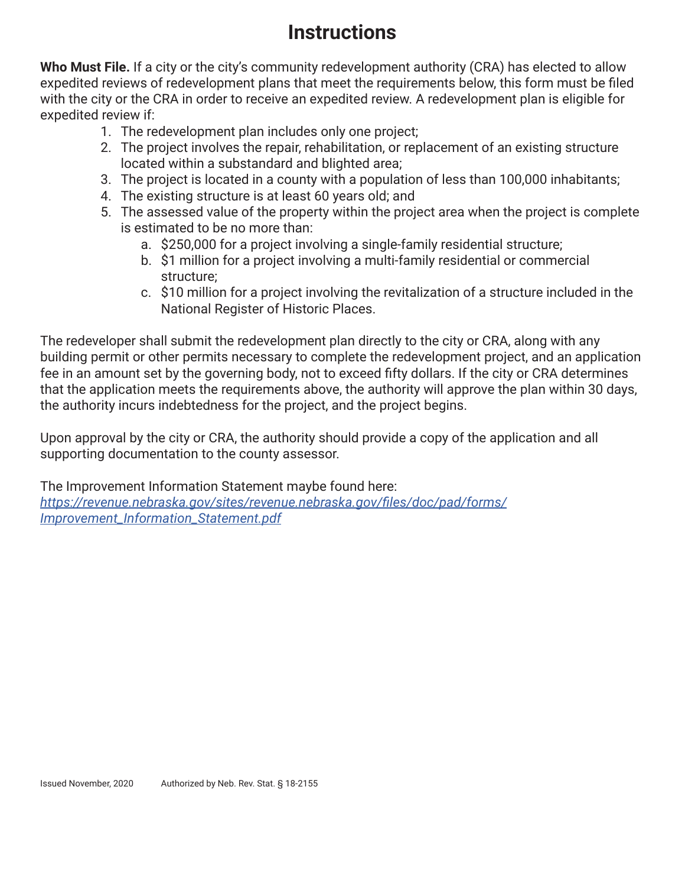# Instructions

**Who Must File.** If a city or the city's community redevelopment authority (CRA) has elected to allow expedited reviews of redevelopment plans that meet the requirements below, this form must be filed with the city or the CRA in order to receive an expedited review. A redevelopment plan is eligible for expedited review if:

1. The redevelopment plan includes only one project;
2. The project involves the repair, rehabilitation, or replacement of an existing structure located within a substandard and blighted area;
3. The project is located in a county with a population of less than 100,000 inhabitants;
4. The existing structure is at least 60 years old; and
5. The assessed value of the property within the project area when the project is complete is estimated to be no more than:
   a. $250,000 for a project involving a single-family residential structure;
   b. $1 million for a project involving a multi-family residential or commercial structure;
   c. $10 million for a project involving the revitalization of a structure included in the National Register of Historic Places.

The redeveloper shall submit the redevelopment plan directly to the city or CRA, along with any building permit or other permits necessary to complete the redevelopment project, and an application fee in an amount set by the governing body, not to exceed fifty dollars. If the city or CRA determines that the application meets the requirements above, the authority will approve the plan within 30 days, the authority incurs indebtedness for the project, and the project begins.

Upon approval by the city or CRA, the authority should provide a copy of the application and all supporting documentation to the county assessor.

The Improvement Information Statement maybe found here:
*https://revenue.nebraska.gov/sites/revenue.nebraska.gov/files/doc/pad/forms/Improvement_Information_Statement.pdf*

Issued November, 2020 Authorized by Neb. Rev. Stat. § 18-2155